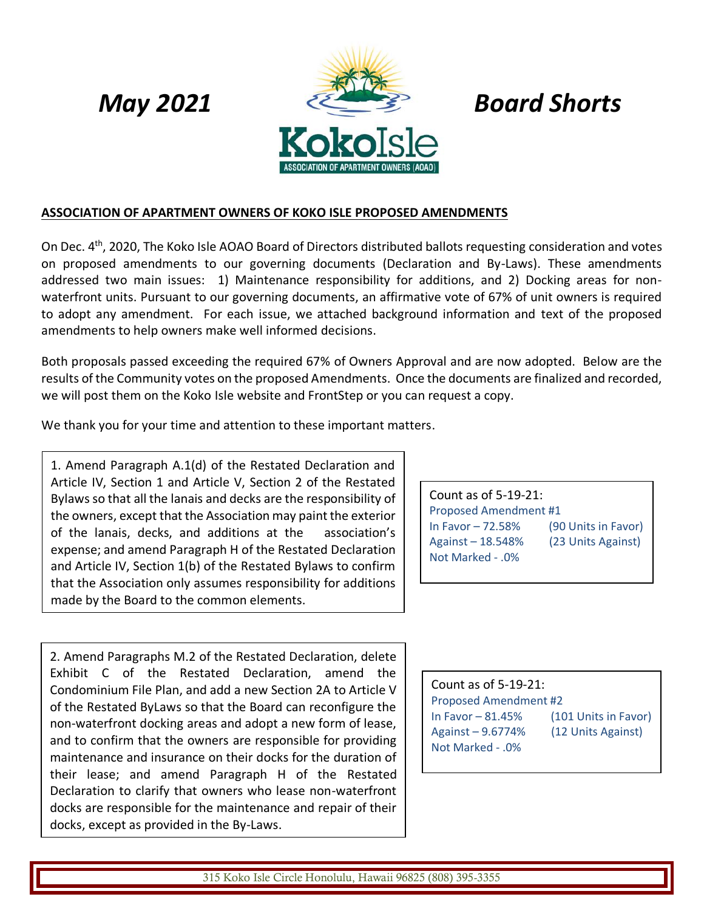*May 2021* **KokoIsle** ASSOCIATION OF APARTMENT OWNERS (AOAO) *Board Shorts*

**ASSOCIATION OF APARTMENT OWNERS OF KOKO ISLE PROPOSED AMENDMENTS**

On Dec. 4th, 2020, The Koko Isle AOAO Board of Directors distributed ballots requesting consideration and votes on proposed amendments to our governing documents (Declaration and By-Laws). These amendments addressed two main issues: 1) Maintenance responsibility for additions, and 2) Docking areas for non-waterfront units. Pursuant to our governing documents, an affirmative vote of 67% of unit owners is required to adopt any amendment. For each issue, we attached background information and text of the proposed amendments to help owners make well informed decisions.

Both proposals passed exceeding the required 67% of Owners Approval and are now adopted. Below are the results of the Community votes on the proposed Amendments. Once the documents are finalized and recorded, we will post them on the Koko Isle website and FrontStep or you can request a copy.

We thank you for your time and attention to these important matters.

1. Amend Paragraph A.1(d) of the Restated Declaration and Article IV, Section 1 and Article V, Section 2 of the Restated Bylaws so that all the lanais and decks are the responsibility of the owners, except that the Association may paint the exterior of the lanais, decks, and additions at the association's expense; and amend Paragraph H of the Restated Declaration and Article IV, Section 1(b) of the Restated Bylaws to confirm that the Association only assumes responsibility for additions made by the Board to the common elements.

Count as of 5-19-21:
Proposed Amendment #1
In Favor – 72.58% (90 Units in Favor)
Against – 18.548% (23 Units Against)
Not Marked - .0%

2. Amend Paragraphs M.2 of the Restated Declaration, delete Exhibit C of the Restated Declaration, amend the Condominium File Plan, and add a new Section 2A to Article V of the Restated ByLaws so that the Board can reconfigure the non-waterfront docking areas and adopt a new form of lease, and to confirm that the owners are responsible for providing maintenance and insurance on their docks for the duration of their lease; and amend Paragraph H of the Restated Declaration to clarify that owners who lease non-waterfront docks are responsible for the maintenance and repair of their docks, except as provided in the By-Laws.

Count as of 5-19-21:
Proposed Amendment #2
In Favor – 81.45% (101 Units in Favor)
Against – 9.6774% (12 Units Against)
Not Marked - .0%

315 Koko Isle Circle Honolulu, Hawaii 96825 (808) 395-3355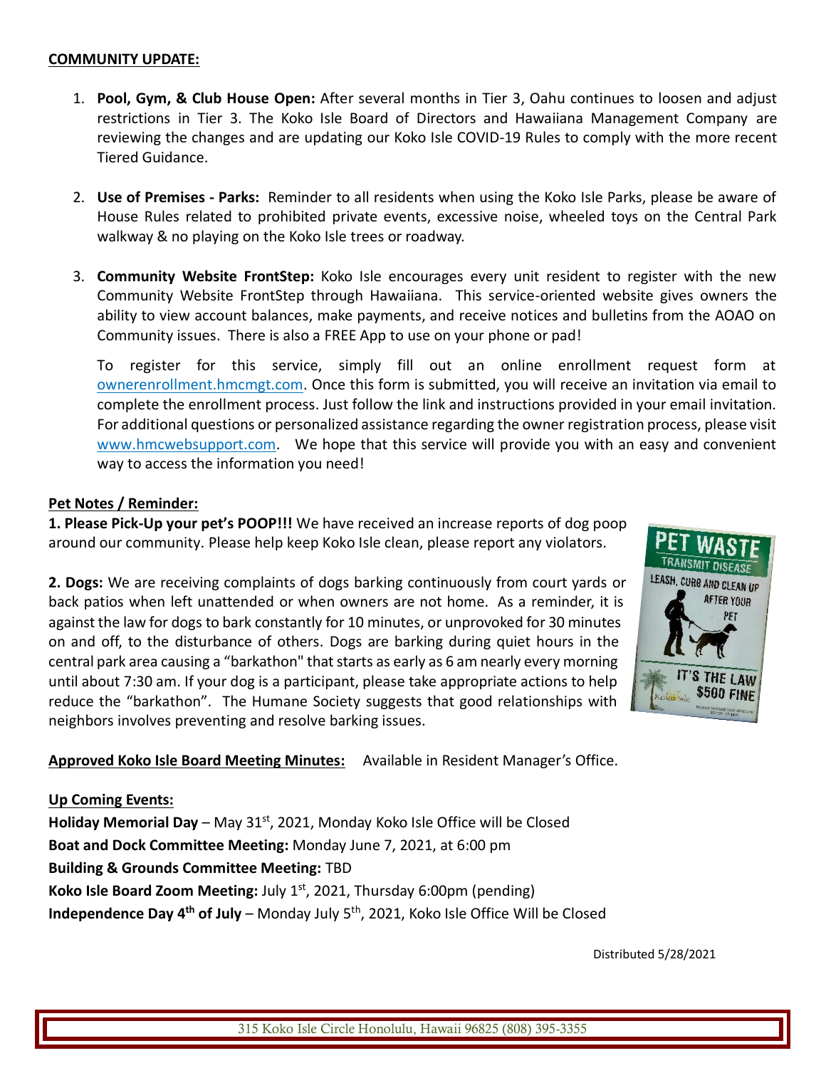**COMMUNITY UPDATE:**

1. **Pool, Gym, & Club House Open:** After several months in Tier 3, Oahu continues to loosen and adjust restrictions in Tier 3. The Koko Isle Board of Directors and Hawaiiana Management Company are reviewing the changes and are updating our Koko Isle COVID-19 Rules to comply with the more recent Tiered Guidance.

2. **Use of Premises - Parks:** Reminder to all residents when using the Koko Isle Parks, please be aware of House Rules related to prohibited private events, excessive noise, wheeled toys on the Central Park walkway & no playing on the Koko Isle trees or roadway.

3. **Community Website FrontStep:** Koko Isle encourages every unit resident to register with the new Community Website FrontStep through Hawaiiana. This service-oriented website gives owners the ability to view account balances, make payments, and receive notices and bulletins from the AOAO on Community issues. There is also a FREE App to use on your phone or pad!

   To register for this service, simply fill out an online enrollment request form at ownerenrollment.hmcmgt.com. Once this form is submitted, you will receive an invitation via email to complete the enrollment process. Just follow the link and instructions provided in your email invitation. For additional questions or personalized assistance regarding the owner registration process, please visit www.hmcwebsupport.com. We hope that this service will provide you with an easy and convenient way to access the information you need!

**Pet Notes / Reminder:**

**1. Please Pick-Up your pet's POOP!!!** We have received an increase reports of dog poop around our community. Please help keep Koko Isle clean, please report any violators.

**2. Dogs:** We are receiving complaints of dogs barking continuously from court yards or back patios when left unattended or when owners are not home. As a reminder, it is against the law for dogs to bark constantly for 10 minutes, or unprovoked for 30 minutes on and off, to the disturbance of others. Dogs are barking during quiet hours in the central park area causing a "barkathon" that starts as early as 6 am nearly every morning until about 7:30 am. If your dog is a participant, please take appropriate actions to help reduce the "barkathon". The Humane Society suggests that good relationships with neighbors involves preventing and resolve barking issues.

PET WASTE
TRANSMIT DISEASE
LEASH, CURB AND CLEAN UP AFTER YOUR PET
IT'S THE LAW
$500 FINE

**Approved Koko Isle Board Meeting Minutes:** Available in Resident Manager's Office.

**Up Coming Events:**

**Holiday Memorial Day** – May 31st, 2021, Monday Koko Isle Office will be Closed
**Boat and Dock Committee Meeting:** Monday June 7, 2021, at 6:00 pm
**Building & Grounds Committee Meeting:** TBD
**Koko Isle Board Zoom Meeting:** July 1st, 2021, Thursday 6:00pm (pending)
**Independence Day 4th of July** – Monday July 5th, 2021, Koko Isle Office Will be Closed

Distributed 5/28/2021

315 Koko Isle Circle Honolulu, Hawaii 96825 (808) 395-3355